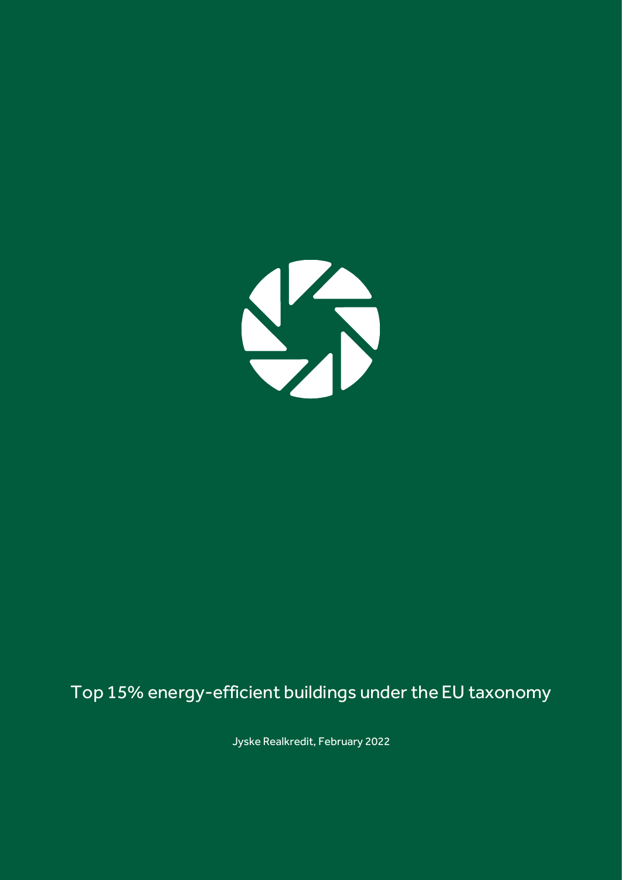# Top 15% energy-efficient buildings under the EU taxonomy

Jyske Realkredit, February 2022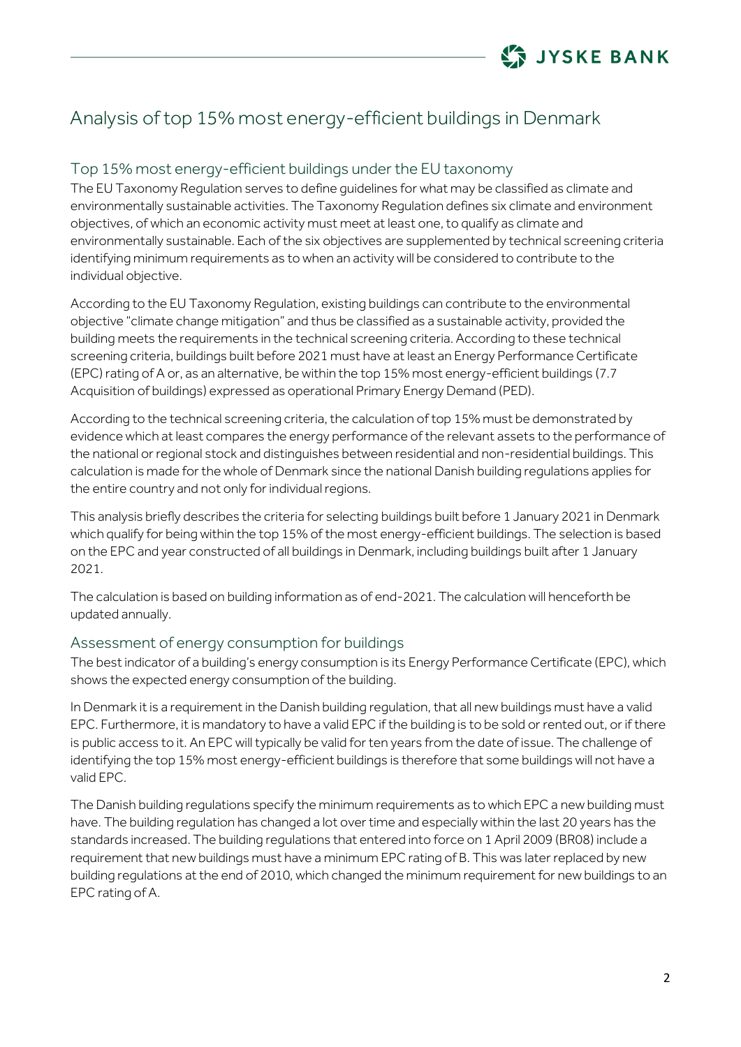# Analysis of top 15% most energy-efficient buildings in Denmark

## Top 15% most energy-efficient buildings under the EU taxonomy

The EU Taxonomy Regulation serves to define guidelines for what may be classified as climate and environmentally sustainable activities. The Taxonomy Regulation defines six climate and environment objectives, of which an economic activity must meet at least one, to qualify as climate and environmentally sustainable. Each of the six objectives are supplemented by technical screening criteria identifying minimum requirements as to when an activity will be considered to contribute to the individual objective.

According to the EU Taxonomy Regulation, existing buildings can contribute to the environmental objective "climate change mitigation" and thus be classified as a sustainable activity, provided the building meets the requirements in the technical screening criteria. According to these technical screening criteria, buildings built before 2021 must have at least an Energy Performance Certificate (EPC) rating of A or, as an alternative, be within the top 15% most energy-efficient buildings (7.7 Acquisition of buildings) expressed as operational Primary Energy Demand (PED).

According to the technical screening criteria, the calculation of top 15% must be demonstrated by evidence which at least compares the energy performance of the relevant assets to the performance of the national or regional stock and distinguishes between residential and non-residential buildings. This calculation is made for the whole of Denmark since the national Danish building regulations applies for the entire country and not only for individual regions.

This analysis briefly describes the criteria for selecting buildings built before 1 January 2021 in Denmark which qualify for being within the top 15% of the most energy-efficient buildings. The selection is based on the EPC and year constructed of all buildings in Denmark, including buildings built after 1 January 2021.

The calculation is based on building information as of end-2021. The calculation will henceforth be updated annually.

## Assessment of energy consumption for buildings

The best indicator of a building's energy consumption is its Energy Performance Certificate (EPC), which shows the expected energy consumption of the building.

In Denmark it is a requirement in the Danish building regulation, that all new buildings must have a valid EPC. Furthermore, it is mandatory to have a valid EPC if the building is to be sold or rented out, or if there is public access to it. An EPC will typically be valid for ten years from the date of issue. The challenge of identifying the top 15% most energy-efficient buildings is therefore that some buildings will not have a valid EPC.

The Danish building regulations specify the minimum requirements as to which EPC a new building must have. The building regulation has changed a lot over time and especially within the last 20 years has the standards increased. The building regulations that entered into force on 1 April 2009 (BR08) include a requirement that new buildings must have a minimum EPC rating of B. This was later replaced by new building regulations at the end of 2010, which changed the minimum requirement for new buildings to an EPC rating of A.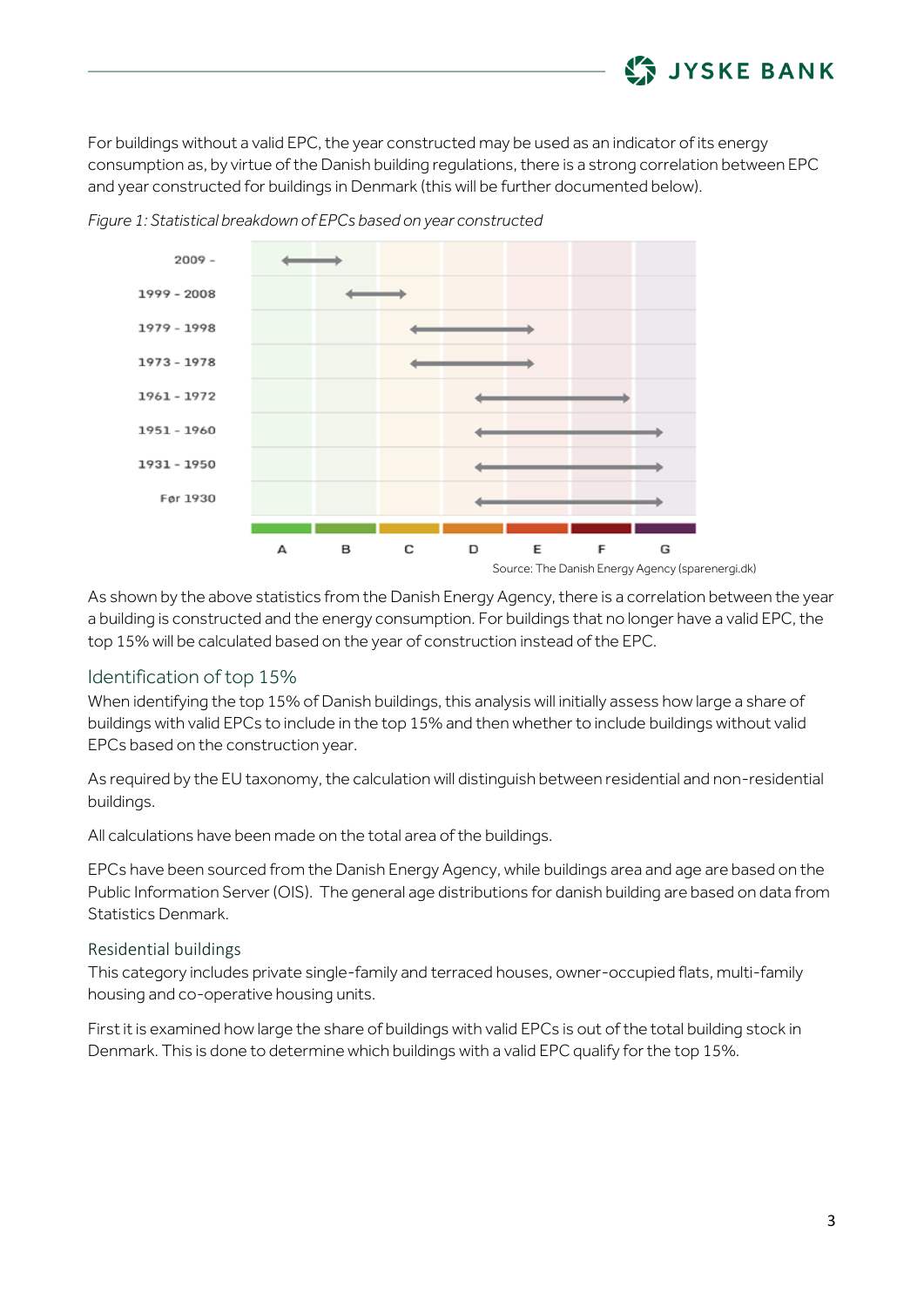For buildings without a valid EPC, the year constructed may be used as an indicator of its energy consumption as, by virtue of the Danish building regulations, there is a strong correlation between EPC and year constructed for buildings in Denmark (this will be further documented below).

*Figure 1: Statistical breakdown of EPCs based on year constructed*

Source: The Danish Energy Agency (sparenergi.dk)

As shown by the above statistics from the Danish Energy Agency, there is a correlation between the year a building is constructed and the energy consumption. For buildings that no longer have a valid EPC, the top 15% will be calculated based on the year of construction instead of the EPC.

## Identification of top 15%

When identifying the top 15% of Danish buildings, this analysis will initially assess how large a share of buildings with valid EPCs to include in the top 15% and then whether to include buildings without valid EPCs based on the construction year.

As required by the EU taxonomy, the calculation will distinguish between residential and non-residential buildings.

All calculations have been made on the total area of the buildings.

EPCs have been sourced from the Danish Energy Agency, while buildings area and age are based on the Public Information Server (OIS). The general age distributions for danish building are based on data from Statistics Denmark.

### Residential buildings

This category includes private single-family and terraced houses, owner-occupied flats, multi-family housing and co-operative housing units.

First it is examined how large the share of buildings with valid EPCs is out of the total building stock in Denmark. This is done to determine which buildings with a valid EPC qualify for the top 15%.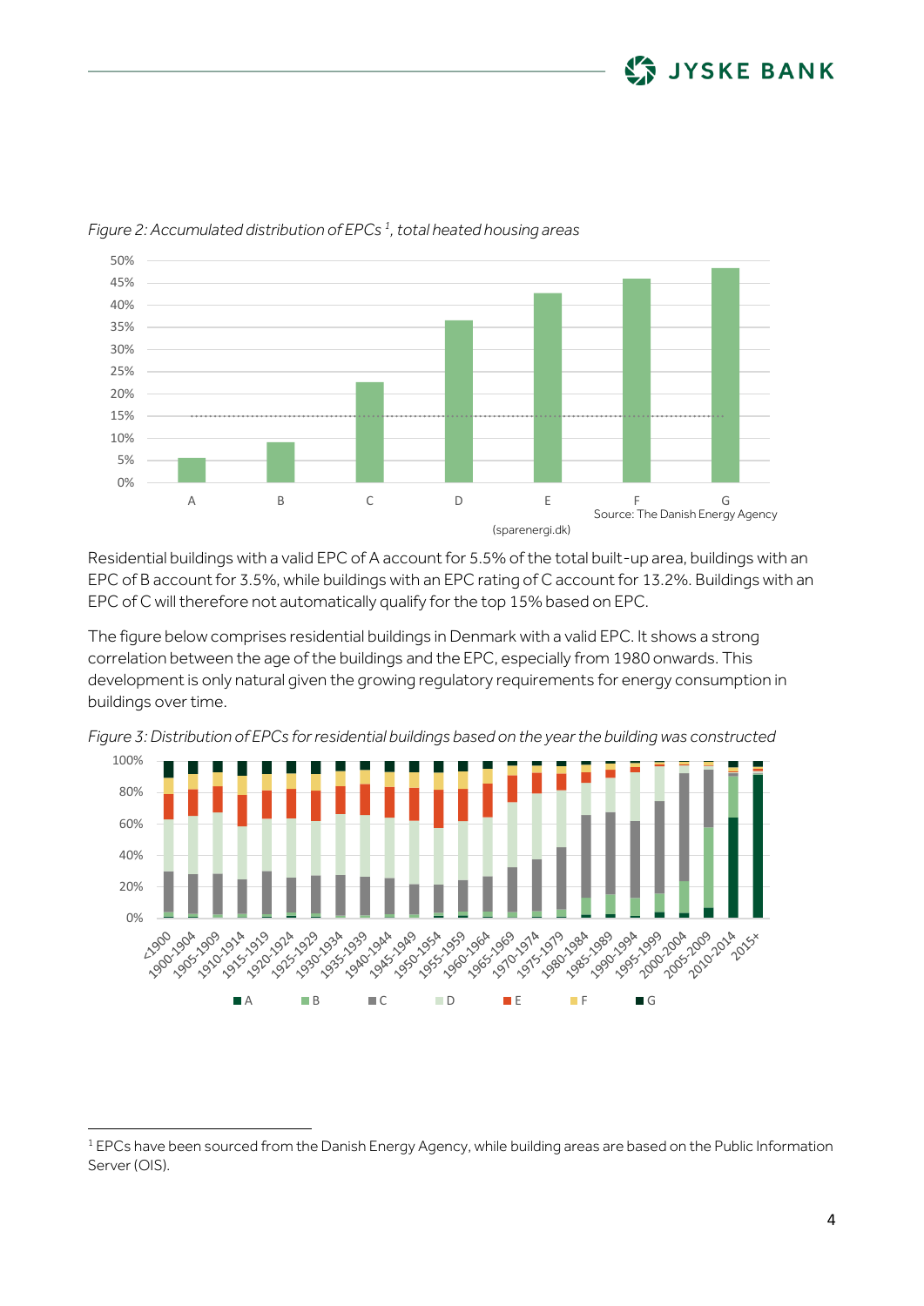*Figure 2: Accumulated distribution of EPCs [1], total heated housing areas*

Source: The Danish Energy Agency (sparenergi.dk)

Residential buildings with a valid EPC of A account for 5.5% of the total built-up area, buildings with an EPC of B account for 3.5%, while buildings with an EPC rating of C account for 13.2%. Buildings with an EPC of C will therefore not automatically qualify for the top 15% based on EPC.

The figure below comprises residential buildings in Denmark with a valid EPC. It shows a strong correlation between the age of the buildings and the EPC, especially from 1980 onwards. This development is only natural given the growing regulatory requirements for energy consumption in buildings over time.

*Figure 3: Distribution of EPCs for residential buildings based on the year the building was constructed*

[1] EPCs have been sourced from the Danish Energy Agency, while building areas are based on the Public Information Server (OIS).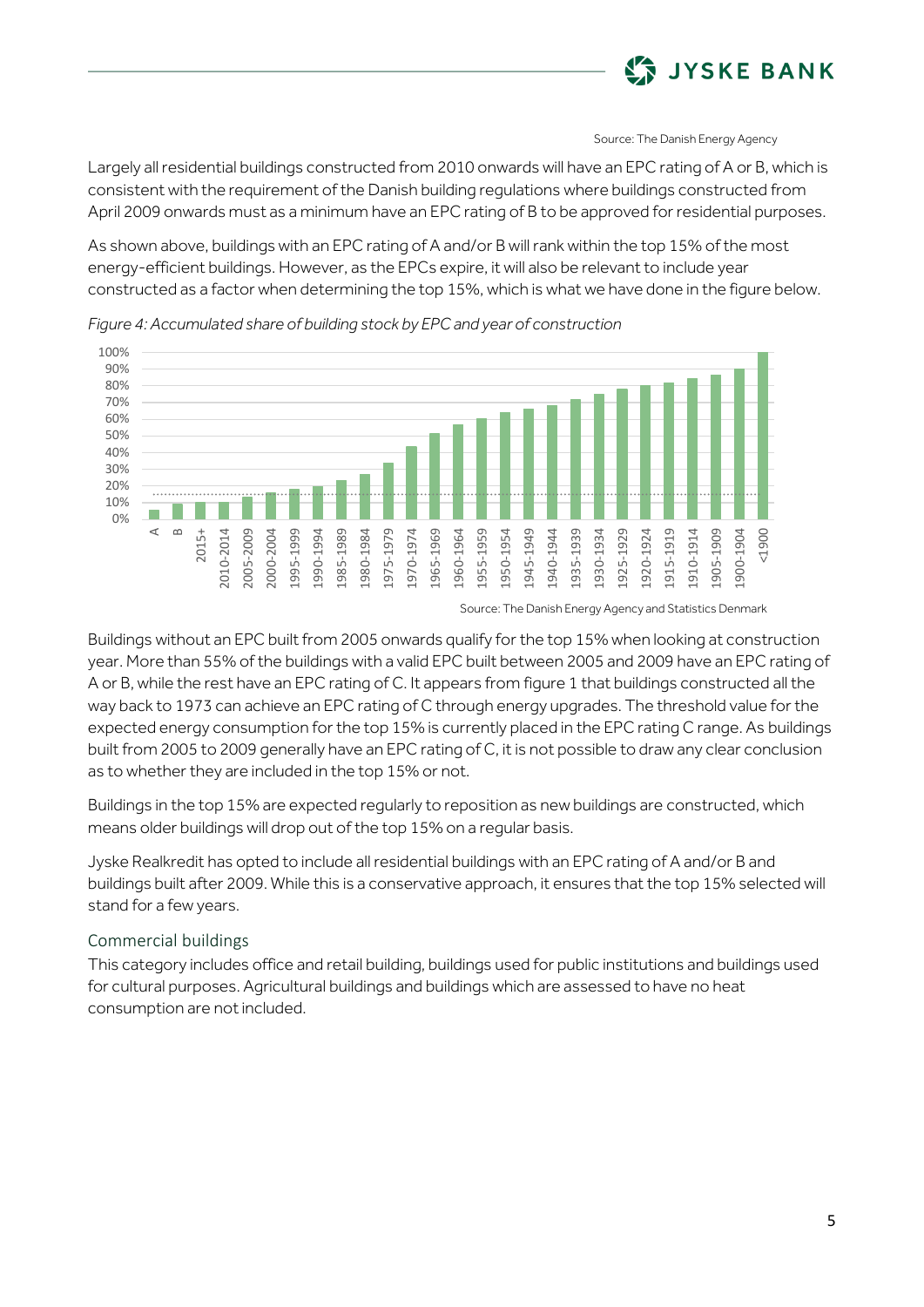Source: The Danish Energy Agency

Largely all residential buildings constructed from 2010 onwards will have an EPC rating of A or B, which is consistent with the requirement of the Danish building regulations where buildings constructed from April 2009 onwards must as a minimum have an EPC rating of B to be approved for residential purposes.

As shown above, buildings with an EPC rating of A and/or B will rank within the top 15% of the most energy-efficient buildings. However, as the EPCs expire, it will also be relevant to include year constructed as a factor when determining the top 15%, which is what we have done in the figure below.

*Figure 4: Accumulated share of building stock by EPC and year of construction*

Source: The Danish Energy Agency and Statistics Denmark

Buildings without an EPC built from 2005 onwards qualify for the top 15% when looking at construction year. More than 55% of the buildings with a valid EPC built between 2005 and 2009 have an EPC rating of A or B, while the rest have an EPC rating of C. It appears from figure 1 that buildings constructed all the way back to 1973 can achieve an EPC rating of C through energy upgrades. The threshold value for the expected energy consumption for the top 15% is currently placed in the EPC rating C range. As buildings built from 2005 to 2009 generally have an EPC rating of C, it is not possible to draw any clear conclusion as to whether they are included in the top 15% or not.

Buildings in the top 15% are expected regularly to reposition as new buildings are constructed, which means older buildings will drop out of the top 15% on a regular basis.

Jyske Realkredit has opted to include all residential buildings with an EPC rating of A and/or B and buildings built after 2009. While this is a conservative approach, it ensures that the top 15% selected will stand for a few years.

## Commercial buildings

This category includes office and retail building, buildings used for public institutions and buildings used for cultural purposes. Agricultural buildings and buildings which are assessed to have no heat consumption are not included.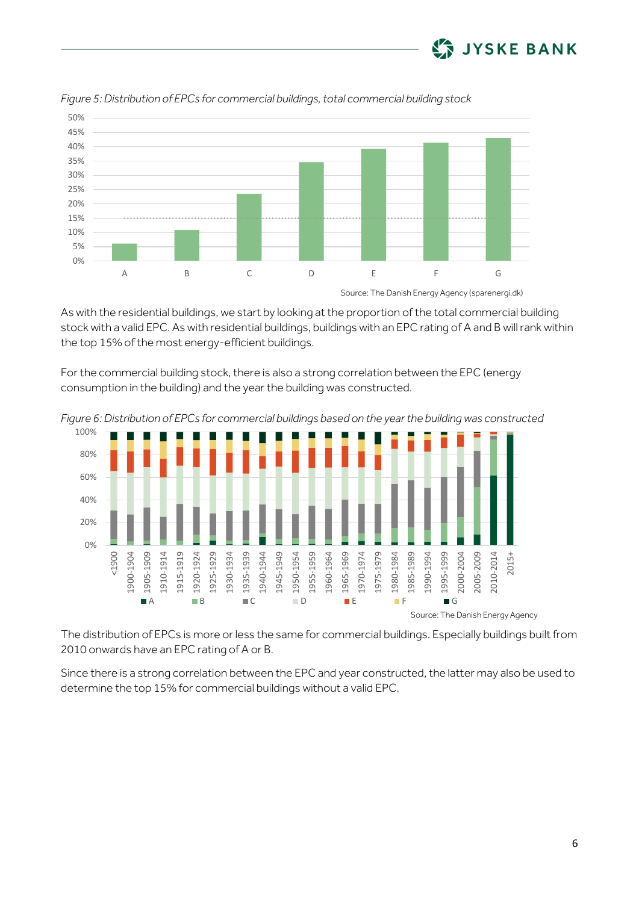*Figure 5: Distribution of EPCs for commercial buildings, total commercial building stock*

Source: The Danish Energy Agency (sparenergi.dk)

As with the residential buildings, we start by looking at the proportion of the total commercial building stock with a valid EPC. As with residential buildings, buildings with an EPC rating of A and B will rank within the top 15% of the most energy-efficient buildings.

For the commercial building stock, there is also a strong correlation between the EPC (energy consumption in the building) and the year the building was constructed.

*Figure 6: Distribution of EPCs for commercial buildings based on the year the building was constructed*

Source: The Danish Energy Agency

The distribution of EPCs is more or less the same for commercial buildings. Especially buildings built from 2010 onwards have an EPC rating of A or B.

Since there is a strong correlation between the EPC and year constructed, the latter may also be used to determine the top 15% for commercial buildings without a valid EPC.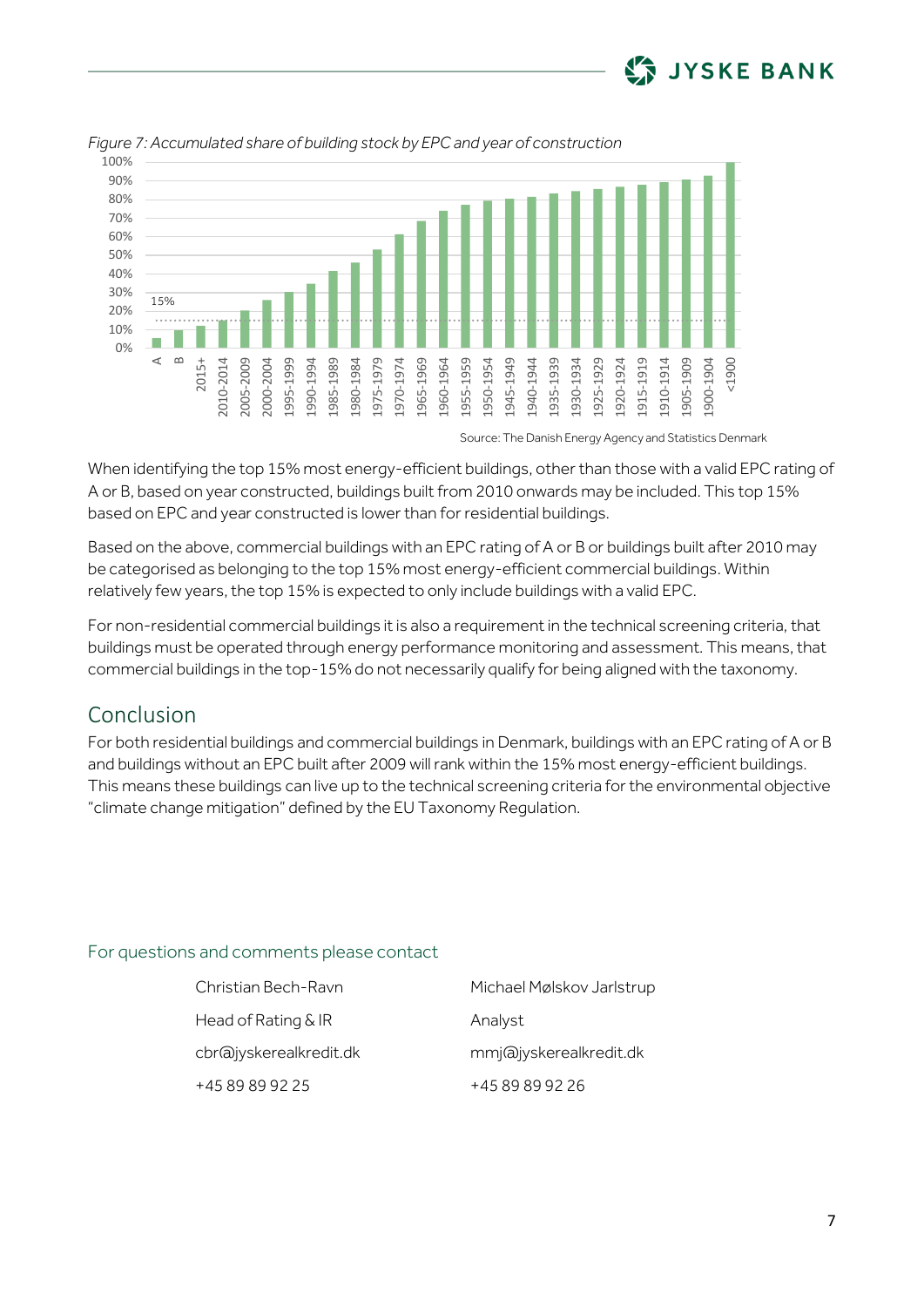*Figure 7: Accumulated share of building stock by EPC and year of construction*

100%
90%
80%
70%
60%
50%
40%
30%
20%
10%
0%

15%

A
B
2015+
2010-2014
2005-2009
2000-2004
1995-1999
1990-1994
1985-1989
1980-1984
1975-1979
1970-1974
1965-1969
1960-1964
1955-1959
1950-1954
1945-1949
1940-1944
1935-1939
1930-1934
1925-1929
1920-1924
1915-1919
1910-1914
1905-1909
1900-1904
<1900

Source: The Danish Energy Agency and Statistics Denmark

When identifying the top 15% most energy-efficient buildings, other than those with a valid EPC rating of A or B, based on year constructed, buildings built from 2010 onwards may be included. This top 15% based on EPC and year constructed is lower than for residential buildings.

Based on the above, commercial buildings with an EPC rating of A or B or buildings built after 2010 may be categorised as belonging to the top 15% most energy-efficient commercial buildings. Within relatively few years, the top 15% is expected to only include buildings with a valid EPC.

For non-residential commercial buildings it is also a requirement in the technical screening criteria, that buildings must be operated through energy performance monitoring and assessment. This means, that commercial buildings in the top-15% do not necessarily qualify for being aligned with the taxonomy.

## Conclusion

For both residential buildings and commercial buildings in Denmark, buildings with an EPC rating of A or B and buildings without an EPC built after 2009 will rank within the 15% most energy-efficient buildings. This means these buildings can live up to the technical screening criteria for the environmental objective "climate change mitigation" defined by the EU Taxonomy Regulation.

### For questions and and comments please contact

| | |
|---|---|
| Christian Bech-Ravn | Michael Mølskov Jarlstrup |
| Head of Rating & IR | Analyst |
| cbr@jyskerealkredit.dk | mmj@jyskerealkredit.dk |
| +45 89 89 92 25 | +45 89 89 92 26 |